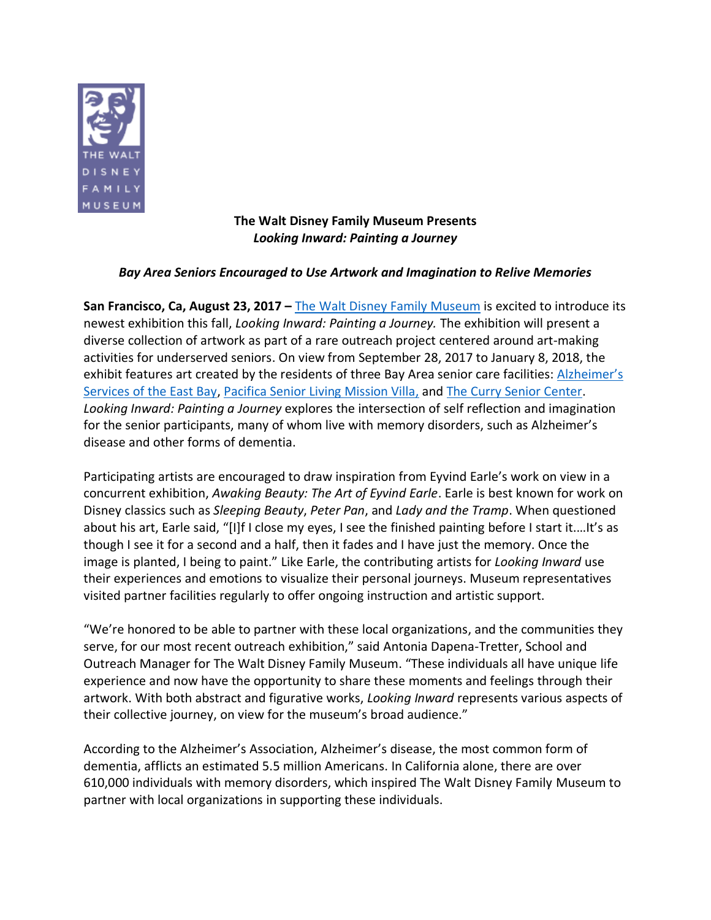THE WALT DISNEY FAMILY MUSEUM

**The Walt Disney Family Museum Presents**
***Looking Inward: Painting a Journey***

***Bay Area Seniors Encouraged to Use Artwork and Imagination to Relive Memories***

**San Francisco, Ca, August 23, 2017 –** The Walt Disney Family Museum is excited to introduce its newest exhibition this fall, *Looking Inward: Painting a Journey.* The exhibition will present a diverse collection of artwork as part of a rare outreach project centered around art-making activities for underserved seniors. On view from September 28, 2017 to January 8, 2018, the exhibit features art created by the residents of three Bay Area senior care facilities: Alzheimer's Services of the East Bay, Pacifica Senior Living Mission Villa, and The Curry Senior Center. *Looking Inward: Painting a Journey* explores the intersection of self reflection and imagination for the senior participants, many of whom live with memory disorders, such as Alzheimer's disease and other forms of dementia.

Participating artists are encouraged to draw inspiration from Eyvind Earle's work on view in a concurrent exhibition, *Awaking Beauty: The Art of Eyvind Earle*. Earle is best known for work on Disney classics such as *Sleeping Beauty*, *Peter Pan*, and *Lady and the Tramp*. When questioned about his art, Earle said, "[I]f I close my eyes, I see the finished painting before I start it….It's as though I see it for a second and a half, then it fades and I have just the memory. Once the image is planted, I being to paint." Like Earle, the contributing artists for *Looking Inward* use their experiences and emotions to visualize their personal journeys. Museum representatives visited partner facilities regularly to offer ongoing instruction and artistic support.

"We're honored to be able to partner with these local organizations, and the communities they serve, for our most recent outreach exhibition," said Antonia Dapena-Tretter, School and Outreach Manager for The Walt Disney Family Museum. "These individuals all have unique life experience and now have the opportunity to share these moments and feelings through their artwork. With both abstract and figurative works, *Looking Inward* represents various aspects of their collective journey, on view for the museum's broad audience."

According to the Alzheimer's Association, Alzheimer's disease, the most common form of dementia, afflicts an estimated 5.5 million Americans. In California alone, there are over 610,000 individuals with memory disorders, which inspired The Walt Disney Family Museum to partner with local organizations in supporting these individuals.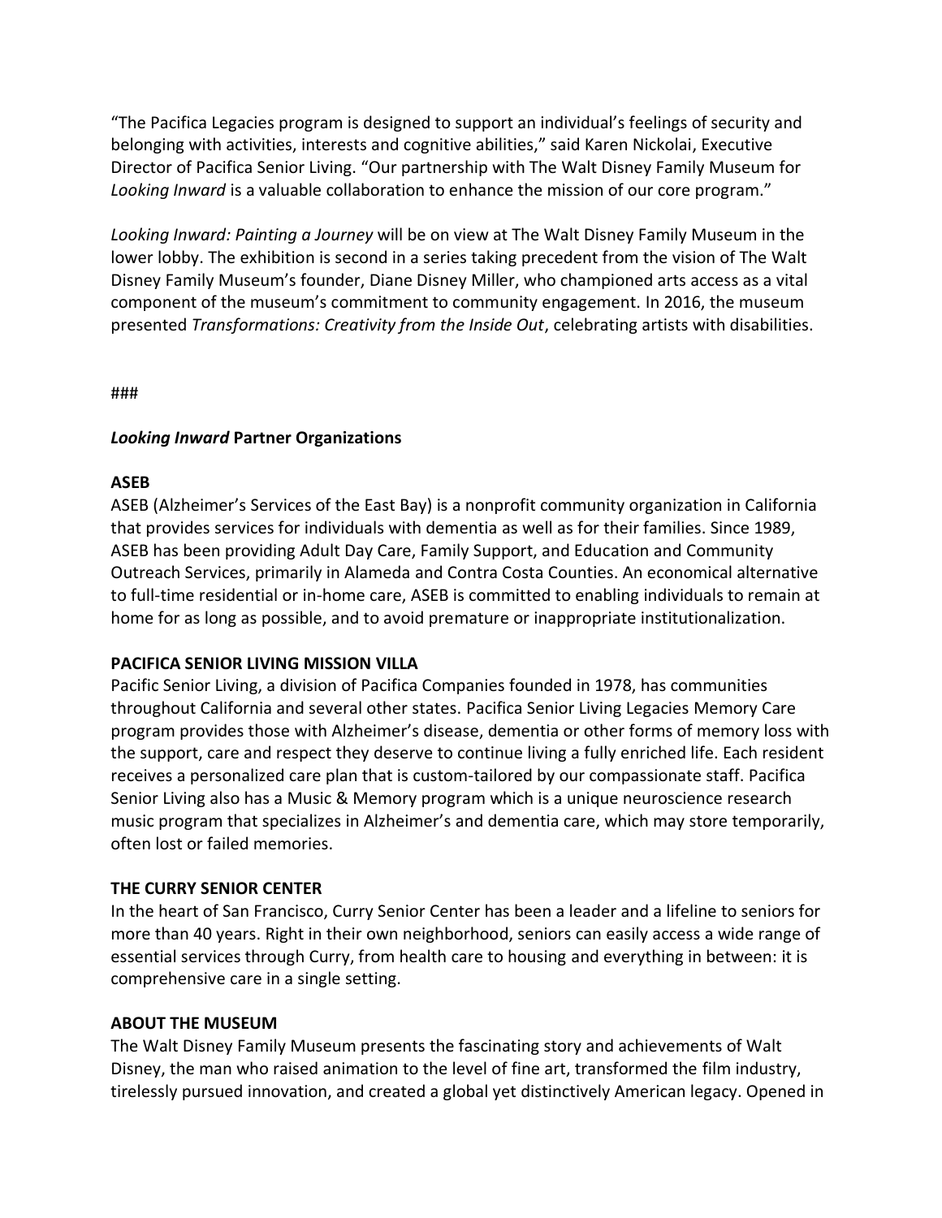"The Pacifica Legacies program is designed to support an individual's feelings of security and belonging with activities, interests and cognitive abilities," said Karen Nickolai, Executive Director of Pacifica Senior Living. "Our partnership with The Walt Disney Family Museum for *Looking Inward* is a valuable collaboration to enhance the mission of our core program."

*Looking Inward: Painting a Journey* will be on view at The Walt Disney Family Museum in the lower lobby. The exhibition is second in a series taking precedent from the vision of The Walt Disney Family Museum's founder, Diane Disney Miller, who championed arts access as a vital component of the museum's commitment to community engagement. In 2016, the museum presented *Transformations: Creativity from the Inside Out*, celebrating artists with disabilities.

###

***Looking Inward* Partner Organizations**

**ASEB**

ASEB (Alzheimer's Services of the East Bay) is a nonprofit community organization in California that provides services for individuals with dementia as well as for their families. Since 1989, ASEB has been providing Adult Day Care, Family Support, and Education and Community Outreach Services, primarily in Alameda and Contra Costa Counties. An economical alternative to full-time residential or in-home care, ASEB is committed to enabling individuals to remain at home for as long as possible, and to avoid premature or inappropriate institutionalization.

**PACIFICA SENIOR LIVING MISSION VILLA**

Pacific Senior Living, a division of Pacifica Companies founded in 1978, has communities throughout California and several other states. Pacifica Senior Living Legacies Memory Care program provides those with Alzheimer's disease, dementia or other forms of memory loss with the support, care and respect they deserve to continue living a fully enriched life. Each resident receives a personalized care plan that is custom-tailored by our compassionate staff. Pacifica Senior Living also has a Music & Memory program which is a unique neuroscience research music program that specializes in Alzheimer's and dementia care, which may store temporarily, often lost or failed memories.

**THE CURRY SENIOR CENTER**

In the heart of San Francisco, Curry Senior Center has been a leader and a lifeline to seniors for more than 40 years. Right in their own neighborhood, seniors can easily access a wide range of essential services through Curry, from health care to housing and everything in between: it is comprehensive care in a single setting.

**ABOUT THE MUSEUM**

The Walt Disney Family Museum presents the fascinating story and achievements of Walt Disney, the man who raised animation to the level of fine art, transformed the film industry, tirelessly pursued innovation, and created a global yet distinctively American legacy. Opened in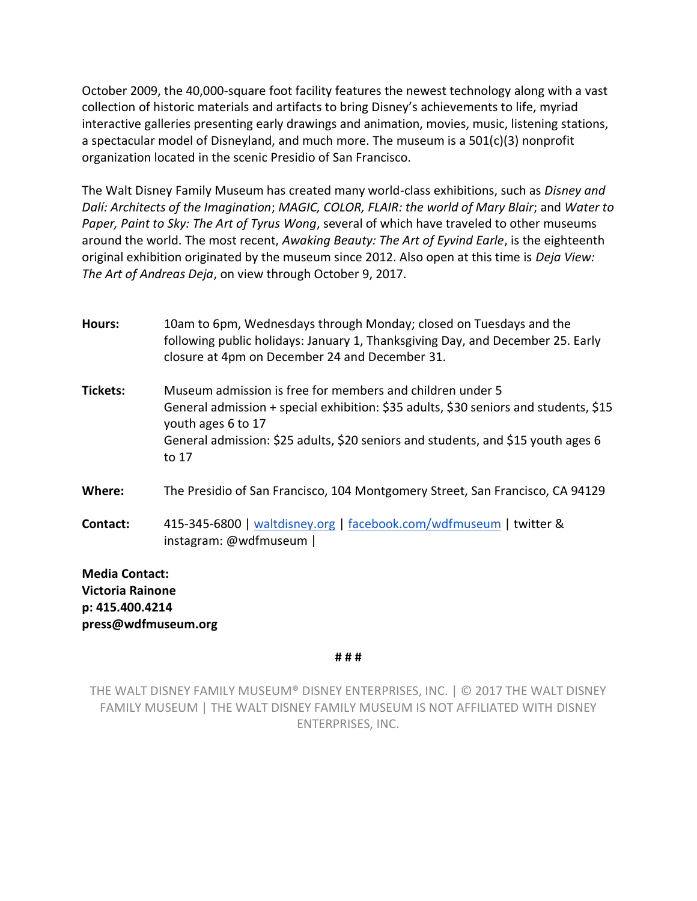October 2009, the 40,000-square foot facility features the newest technology along with a vast collection of historic materials and artifacts to bring Disney's achievements to life, myriad interactive galleries presenting early drawings and animation, movies, music, listening stations, a spectacular model of Disneyland, and much more. The museum is a 501(c)(3) nonprofit organization located in the scenic Presidio of San Francisco.

The Walt Disney Family Museum has created many world-class exhibitions, such as *Disney and Dalí: Architects of the Imagination*; *MAGIC, COLOR, FLAIR: the world of Mary Blair*; and *Water to Paper, Paint to Sky: The Art of Tyrus Wong*, several of which have traveled to other museums around the world. The most recent, *Awaking Beauty: The Art of Eyvind Earle*, is the eighteenth original exhibition originated by the museum since 2012. Also open at this time is *Deja View: The Art of Andreas Deja*, on view through October 9, 2017.

| | |
|---|---|
| **Hours:** | 10am to 6pm, Wednesdays through Monday; closed on Tuesdays and the following public holidays: January 1, Thanksgiving Day, and December 25. Early closure at 4pm on December 24 and December 31. |
| **Tickets:** | Museum admission is free for members and children under 5<br>General admission + special exhibition: $35 adults, $30 seniors and students, $15 youth ages 6 to 17<br>General admission: $25 adults, $20 seniors and students, and $15 youth ages 6 to 17 |
| **Where:** | The Presidio of San Francisco, 104 Montgomery Street, San Francisco, CA 94129 |
| **Contact:** | 415-345-6800 \| [waltdisney.org](http://waltdisney.org) \| [facebook.com/wdfmuseum](http://facebook.com/wdfmuseum) \| twitter & instagram: @wdfmuseum \| |

**Media Contact:**
**Victoria Rainone**
**p: 415.400.4214**
**press@wdfmuseum.org**

**# # #**

THE WALT DISNEY FAMILY MUSEUM® DISNEY ENTERPRISES, INC. | © 2017 THE WALT DISNEY FAMILY MUSEUM | THE WALT DISNEY FAMILY MUSEUM IS NOT AFFILIATED WITH DISNEY ENTERPRISES, INC.